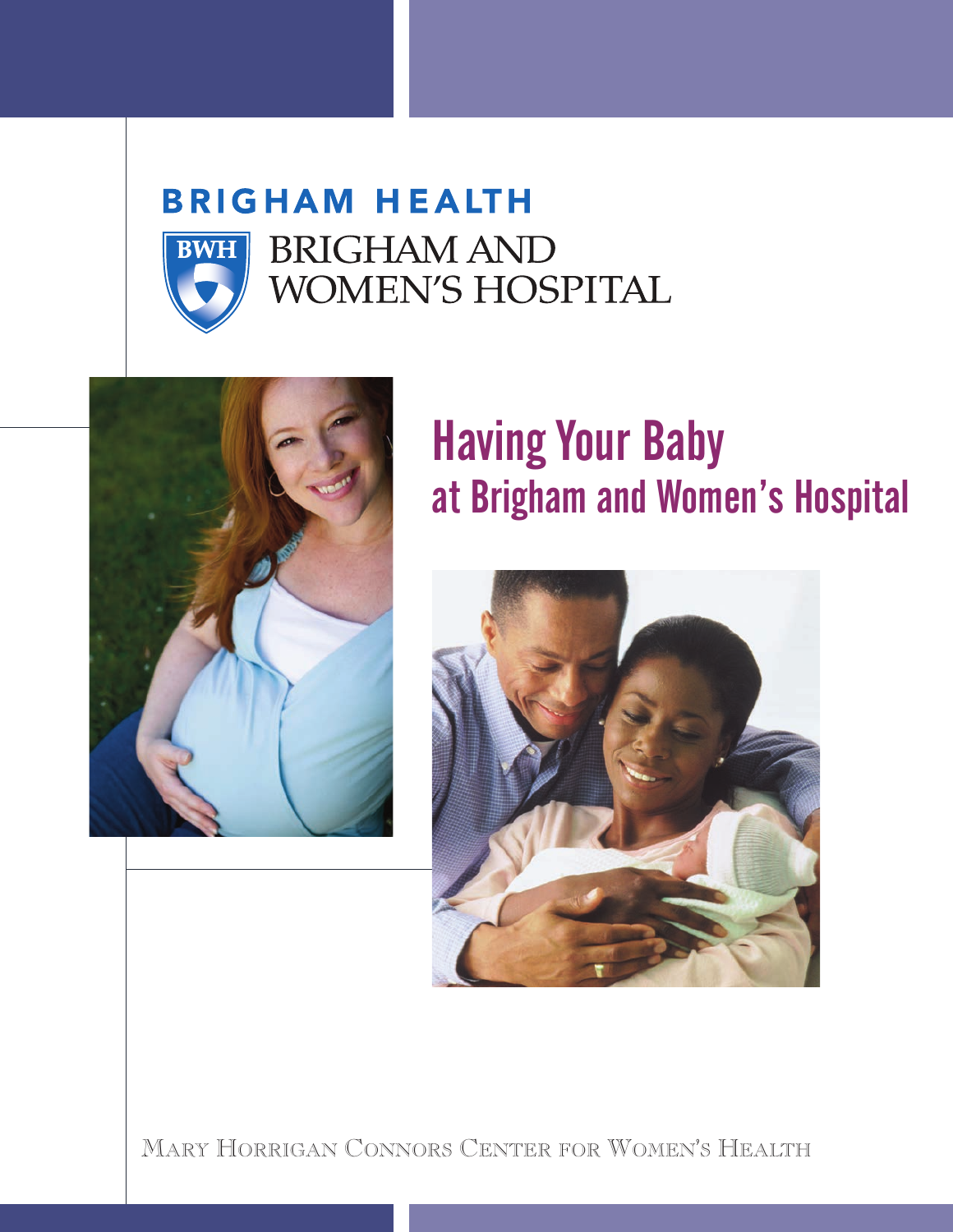BRIGHAM HEALTH

BRIGHAM AND WOMEN'S HOSPITAL

# Having Your Baby
## at Brigham and Women's Hospital

Mary Horrigan Connors Center for Women's Health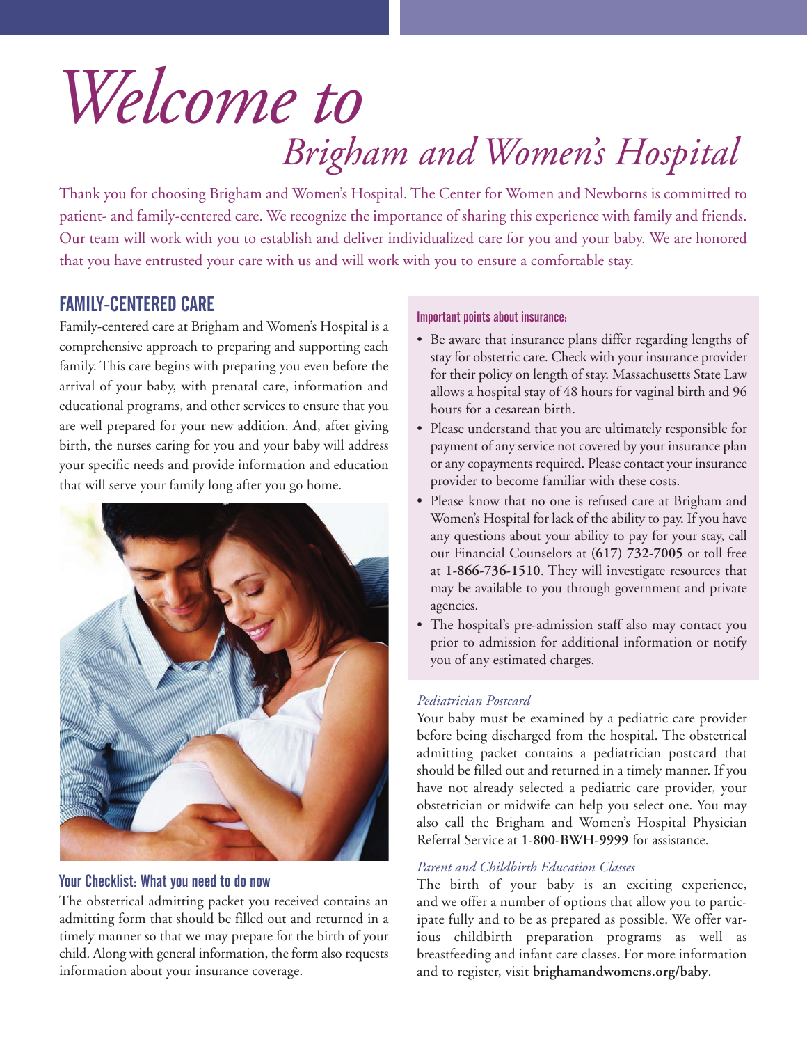# *Welcome to*

# *Brigham and Women's Hospital*

Thank you for choosing Brigham and Women's Hospital. The Center for Women and Newborns is committed to patient- and family-centered care. We recognize the importance of sharing this experience with family and friends. Our team will work with you to establish and deliver individualized care for you and your baby. We are honored that you have entrusted your care with us and will work with you to ensure a comfortable stay.

## FAMILY-CENTERED CARE

Family-centered care at Brigham and Women's Hospital is a comprehensive approach to preparing and supporting each family. This care begins with preparing you even before the arrival of your baby, with prenatal care, information and educational programs, and other services to ensure that you are well prepared for your new addition. And, after giving birth, the nurses caring for you and your baby will address your specific needs and provide information and education that will serve your family long after you go home.

### Your Checklist: What you need to do now

The obstetrical admitting packet you received contains an admitting form that should be filled out and returned in a timely manner so that we may prepare for the birth of your child. Along with general information, the form also requests information about your insurance coverage.

#### Important points about insurance:

- Be aware that insurance plans differ regarding lengths of stay for obstetric care. Check with your insurance provider for their policy on length of stay. Massachusetts State Law allows a hospital stay of 48 hours for vaginal birth and 96 hours for a cesarean birth.
- Please understand that you are ultimately responsible for payment of any service not covered by your insurance plan or any copayments required. Please contact your insurance provider to become familiar with these costs.
- Please know that no one is refused care at Brigham and Women's Hospital for lack of the ability to pay. If you have any questions about your ability to pay for your stay, call our Financial Counselors at **(617) 732-7005** or toll free at **1-866-736-1510**. They will investigate resources that may be available to you through government and private agencies.
- The hospital's pre-admission staff also may contact you prior to admission for additional information or notify you of any estimated charges.

*Pediatrician Postcard*

Your baby must be examined by a pediatric care provider before being discharged from the hospital. The obstetrical admitting packet contains a pediatrician postcard that should be filled out and returned in a timely manner. If you have not already selected a pediatric care provider, your obstetrician or midwife can help you select one. You may also call the Brigham and Women's Hospital Physician Referral Service at **1-800-BWH-9999** for assistance.

*Parent and Childbirth Education Classes*

The birth of your baby is an exciting experience, and we offer a number of options that allow you to participate fully and to be as prepared as possible. We offer various childbirth preparation programs as well as breastfeeding and infant care classes. For more information and to register, visit **brighamandwomens.org/baby**.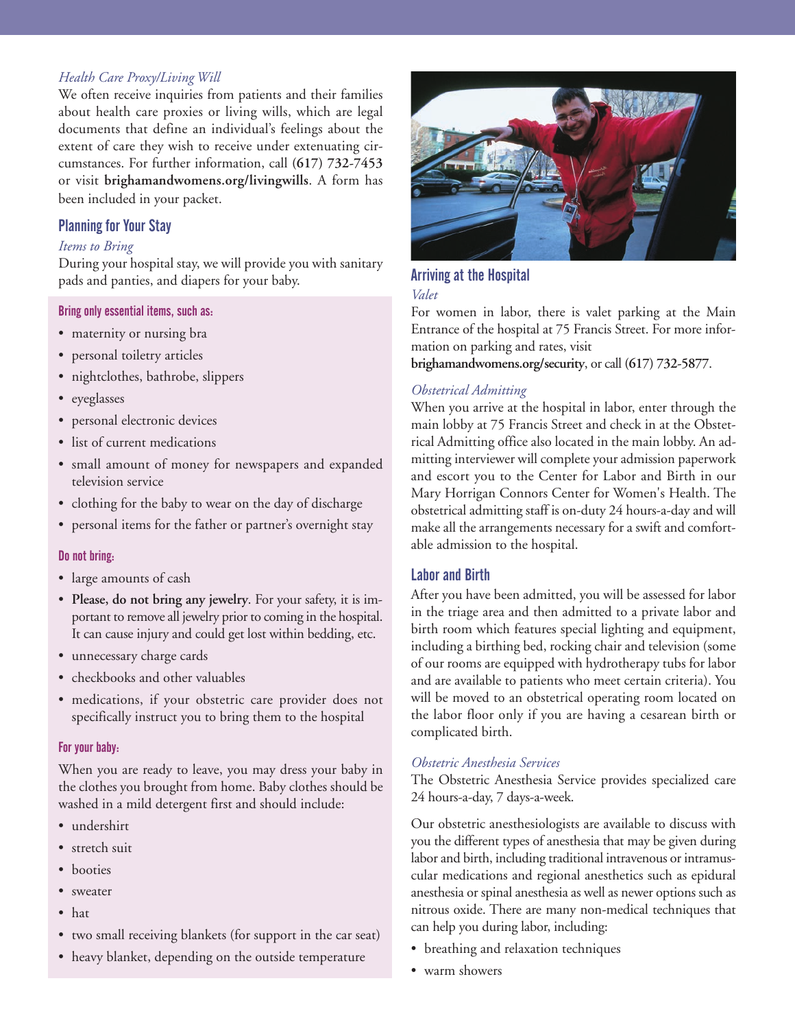*Health Care Proxy/Living Will*

We often receive inquiries from patients and their families about health care proxies or living wills, which are legal documents that define an individual's feelings about the extent of care they wish to receive under extenuating circumstances. For further information, call **(617) 732-7453** or visit **brighamandwomens.org/livingwills**. A form has been included in your packet.

## Planning for Your Stay

*Items to Bring*

During your hospital stay, we will provide you with sanitary pads and panties, and diapers for your baby.

#### Bring only essential items, such as:

- maternity or nursing bra
- personal toiletry articles
- nightclothes, bathrobe, slippers
- eyeglasses
- personal electronic devices
- list of current medications
- small amount of money for newspapers and expanded television service
- clothing for the baby to wear on the day of discharge
- personal items for the father or partner's overnight stay

#### Do not bring:

- large amounts of cash
- **Please, do not bring any jewelry**. For your safety, it is important to remove all jewelry prior to coming in the hospital. It can cause injury and could get lost within bedding, etc.
- unnecessary charge cards
- checkbooks and other valuables
- medications, if your obstetric care provider does not specifically instruct you to bring them to the hospital

#### For your baby:

When you are ready to leave, you may dress your baby in the clothes you brought from home. Baby clothes should be washed in a mild detergent first and should include:

- undershirt
- stretch suit
- booties
- sweater
- hat
- two small receiving blankets (for support in the car seat)
- heavy blanket, depending on the outside temperature

## Arriving at the Hospital

*Valet*

For women in labor, there is valet parking at the Main Entrance of the hospital at 75 Francis Street. For more information on parking and rates, visit **brighamandwomens.org/security**, or call **(617) 732-5877**.

*Obstetrical Admitting*

When you arrive at the hospital in labor, enter through the main lobby at 75 Francis Street and check in at the Obstetrical Admitting office also located in the main lobby. An admitting interviewer will complete your admission paperwork and escort you to the Center for Labor and Birth in our Mary Horrigan Connors Center for Women's Health. The obstetrical admitting staff is on-duty 24 hours-a-day and will make all the arrangements necessary for a swift and comfortable admission to the hospital.

## Labor and Birth

After you have been admitted, you will be assessed for labor in the triage area and then admitted to a private labor and birth room which features special lighting and equipment, including a birthing bed, rocking chair and television (some of our rooms are equipped with hydrotherapy tubs for labor and are available to patients who meet certain criteria). You will be moved to an obstetrical operating room located on the labor floor only if you are having a cesarean birth or complicated birth.

*Obstetric Anesthesia Services*

The Obstetric Anesthesia Service provides specialized care 24 hours-a-day, 7 days-a-week.

Our obstetric anesthesiologists are available to discuss with you the different types of anesthesia that may be given during labor and birth, including traditional intravenous or intramuscular medications and regional anesthetics such as epidural anesthesia or spinal anesthesia as well as newer options such as nitrous oxide. There are many non-medical techniques that can help you during labor, including:

- breathing and relaxation techniques
- warm showers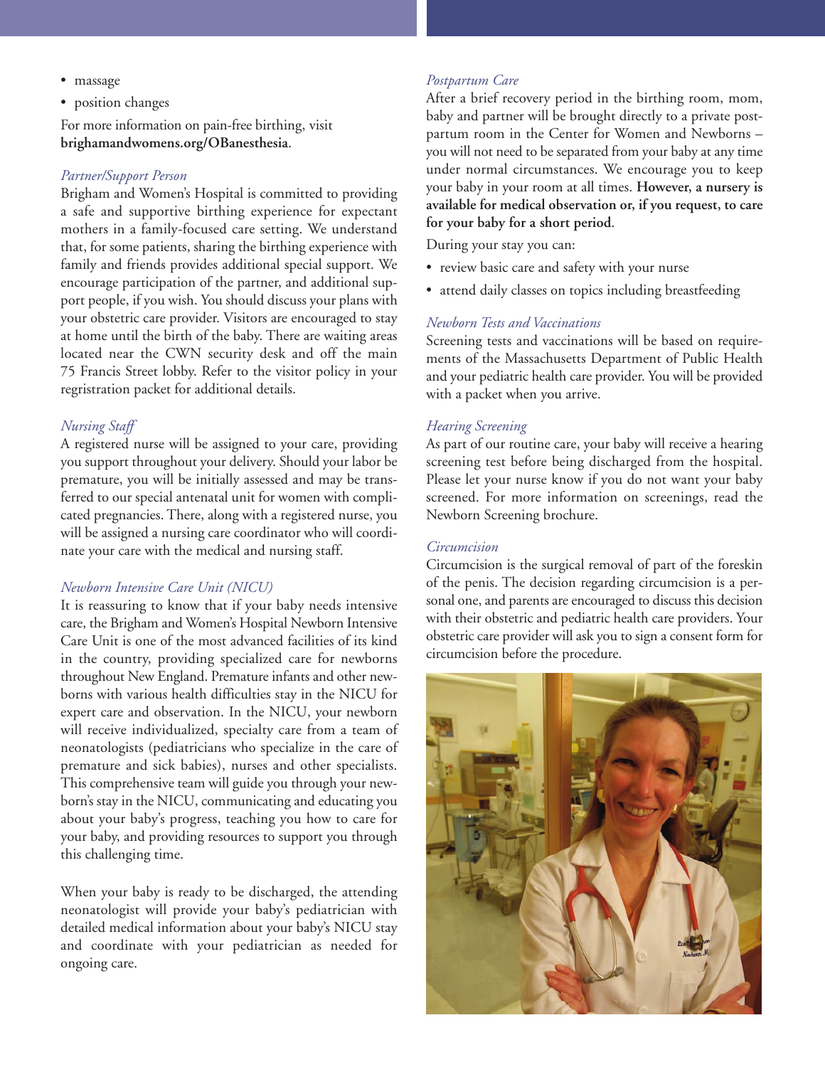- massage
- position changes

For more information on pain-free birthing, visit **brighamandwomens.org/OBanesthesia**.

*Partner/Support Person*

Brigham and Women's Hospital is committed to providing a safe and supportive birthing experience for expectant mothers in a family-focused care setting. We understand that, for some patients, sharing the birthing experience with family and friends provides additional special support. We encourage participation of the partner, and additional support people, if you wish. You should discuss your plans with your obstetric care provider. Visitors are encouraged to stay at home until the birth of the baby. There are waiting areas located near the CWN security desk and off the main 75 Francis Street lobby. Refer to the visitor policy in your regristration packet for additional details.

*Nursing Staff*

A registered nurse will be assigned to your care, providing you support throughout your delivery. Should your labor be premature, you will be initially assessed and may be transferred to our special antenatal unit for women with complicated pregnancies. There, along with a registered nurse, you will be assigned a nursing care coordinator who will coordinate your care with the medical and nursing staff.

*Newborn Intensive Care Unit (NICU)*

It is reassuring to know that if your baby needs intensive care, the Brigham and Women's Hospital Newborn Intensive Care Unit is one of the most advanced facilities of its kind in the country, providing specialized care for newborns throughout New England. Premature infants and other newborns with various health difficulties stay in the NICU for expert care and observation. In the NICU, your newborn will receive individualized, specialty care from a team of neonatologists (pediatricians who specialize in the care of premature and sick babies), nurses and other specialists. This comprehensive team will guide you through your newborn's stay in the NICU, communicating and educating you about your baby's progress, teaching you how to care for your baby, and providing resources to support you through this challenging time.

When your baby is ready to be discharged, the attending neonatologist will provide your baby's pediatrician with detailed medical information about your baby's NICU stay and coordinate with your pediatrician as needed for ongoing care.

*Postpartum Care*

After a brief recovery period in the birthing room, mom, baby and partner will be brought directly to a private postpartum room in the Center for Women and Newborns – you will not need to be separated from your baby at any time under normal circumstances. We encourage you to keep your baby in your room at all times. **However, a nursery is available for medical observation or, if you request, to care for your baby for a short period**.

During your stay you can:

- review basic care and safety with your nurse
- attend daily classes on topics including breastfeeding

*Newborn Tests and Vaccinations*

Screening tests and vaccinations will be based on requirements of the Massachusetts Department of Public Health and your pediatric health care provider. You will be provided with a packet when you arrive.

*Hearing Screening*

As part of our routine care, your baby will receive a hearing screening test before being discharged from the hospital. Please let your nurse know if you do not want your baby screened. For more information on screenings, read the Newborn Screening brochure.

*Circumcision*

Circumcision is the surgical removal of part of the foreskin of the penis. The decision regarding circumcision is a personal one, and parents are encouraged to discuss this decision with their obstetric and pediatric health care providers. Your obstetric care provider will ask you to sign a consent form for circumcision before the procedure.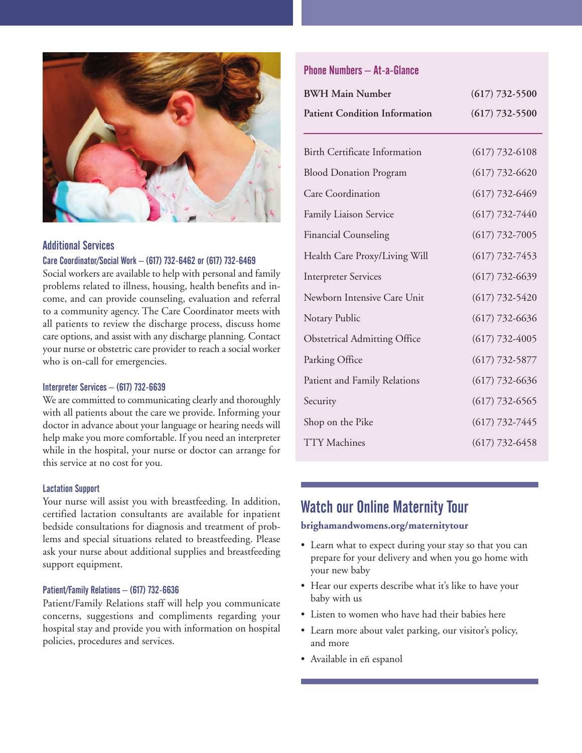## Additional Services

### Care Coordinator/Social Work – (617) 732-6462 or (617) 732-6469

Social workers are available to help with personal and family problems related to illness, housing, health benefits and income, and can provide counseling, evaluation and referral to a community agency. The Care Coordinator meets with all patients to review the discharge process, discuss home care options, and assist with any discharge planning. Contact your nurse or obstetric care provider to reach a social worker who is on-call for emergencies.

### Interpreter Services – (617) 732-6639

We are committed to communicating clearly and thoroughly with all patients about the care we provide. Informing your doctor in advance about your language or hearing needs will help make you more comfortable. If you need an interpreter while in the hospital, your nurse or doctor can arrange for this service at no cost for you.

### Lactation Support

Your nurse will assist you with breastfeeding. In addition, certified lactation consultants are available for inpatient bedside consultations for diagnosis and treatment of problems and special situations related to breastfeeding. Please ask your nurse about additional supplies and breastfeeding support equipment.

### Patient/Family Relations – (617) 732-6636

Patient/Family Relations staff will help you communicate concerns, suggestions and compliments regarding your hospital stay and provide you with information on hospital policies, procedures and services.

## Phone Numbers – At-a-Glance

| | |
|---|---|
| **BWH Main Number** | **(617) 732-5500** |
| **Patient Condition Information** | **(617) 732-5500** |
| Birth Certificate Information | (617) 732-6108 |
| Blood Donation Program | (617) 732-6620 |
| Care Coordination | (617) 732-6469 |
| Family Liaison Service | (617) 732-7440 |
| Financial Counseling | (617) 732-7005 |
| Health Care Proxy/Living Will | (617) 732-7453 |
| Interpreter Services | (617) 732-6639 |
| Newborn Intensive Care Unit | (617) 732-5420 |
| Notary Public | (617) 732-6636 |
| Obstetrical Admitting Office | (617) 732-4005 |
| Parking Office | (617) 732-5877 |
| Patient and Family Relations | (617) 732-6636 |
| Security | (617) 732-6565 |
| Shop on the Pike | (617) 732-7445 |
| TTY Machines | (617) 732-6458 |

## Watch our Online Maternity Tour

**brighamandwomens.org/maternitytour**

- Learn what to expect during your stay so that you can prepare for your delivery and when you go home with your new baby
- Hear our experts describe what it's like to have your baby with us
- Listen to women who have had their babies here
- Learn more about valet parking, our visitor's policy, and more
- Available in eñ espanol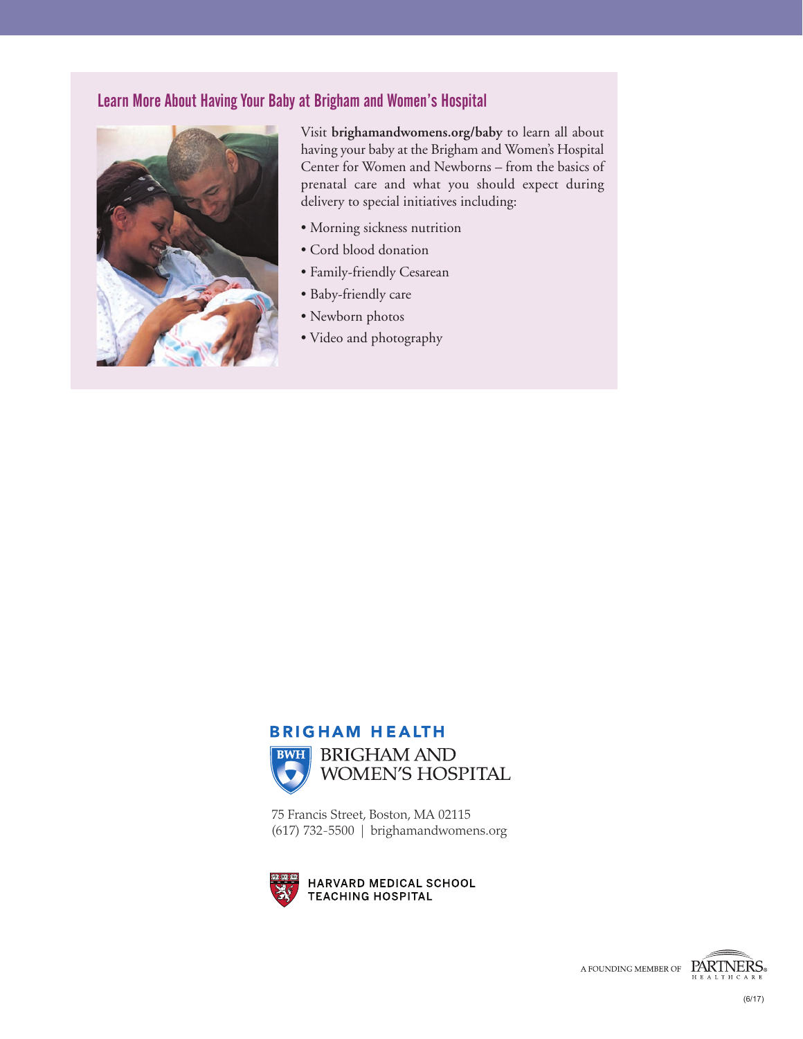## Learn More About Having Your Baby at Brigham and Women's Hospital

Visit **brighamandwomens.org/baby** to learn all about having your baby at the Brigham and Women's Hospital Center for Women and Newborns – from the basics of prenatal care and what you should expect during delivery to special initiatives including:

- Morning sickness nutrition
- Cord blood donation
- Family-friendly Cesarean
- Baby-friendly care
- Newborn photos
- Video and photography

BRIGHAM HEALTH

BRIGHAM AND WOMEN'S HOSPITAL

75 Francis Street, Boston, MA 02115
(617) 732-5500 | brighamandwomens.org

HARVARD MEDICAL SCHOOL TEACHING HOSPITAL

A FOUNDING MEMBER OF PARTNERS HEALTHCARE

(6/17)